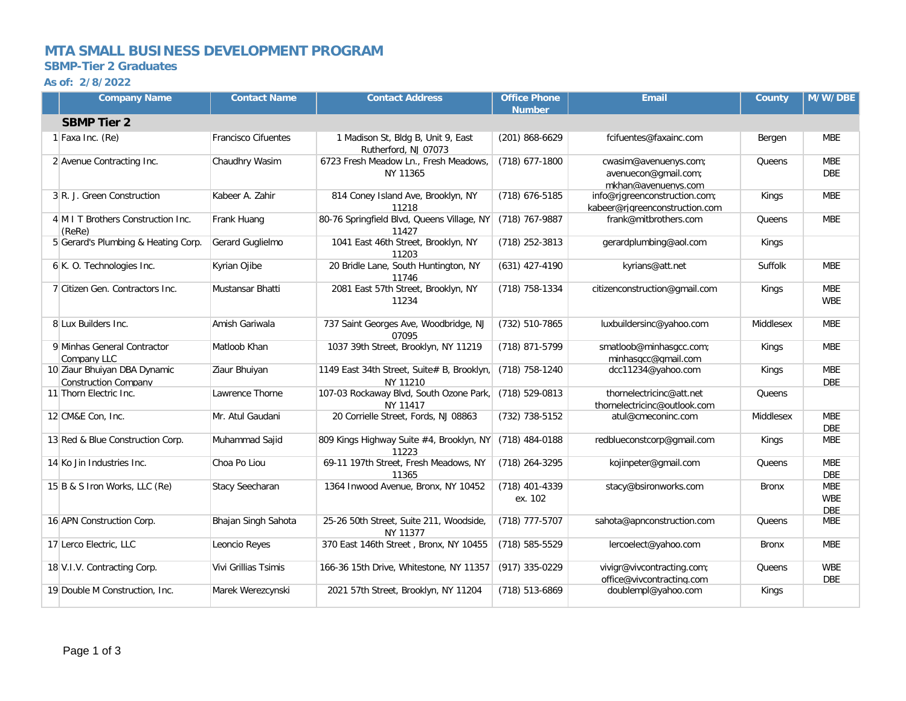# MTA SMALL BUSINESS DEVELOPMENT PROGRAM

## SBMP-Tier 2 Graduates

### As of: 2/8/2022

| | Company Name | Contact Name | Contact Address | Office Phone Number | Email | County | M/W/DBE |
|---|---|---|---|---|---|---|---|
| | **SBMP Tier 2** | | | | | | |
| 1 | Faxa Inc. (Re) | Francisco Cifuentes | 1 Madison St, Bldg B, Unit 9, East Rutherford, NJ 07073 | (201) 868-6629 | fcifuentes@faxainc.com | Bergen | MBE |
| 2 | Avenue Contracting Inc. | Chaudhry Wasim | 6723 Fresh Meadow Ln., Fresh Meadows, NY 11365 | (718) 677-1800 | cwasim@avenuenys.com; avenuecon@gmail.com; mkhan@avenuenys.com | Queens | MBE DBE |
| 3 | R. J. Green Construction | Kabeer A. Zahir | 814 Coney Island Ave, Brooklyn, NY 11218 | (718) 676-5185 | info@rjgreenconstruction.com; kabeer@rjgreenconstruction.com | Kings | MBE |
| 4 | M I T Brothers Construction Inc. (ReRe) | Frank Huang | 80-76 Springfield Blvd, Queens Village, NY 11427 | (718) 767-9887 | frank@mitbrothers.com | Queens | MBE |
| 5 | Gerard's Plumbing & Heating Corp. | Gerard Guglielmo | 1041 East 46th Street, Brooklyn, NY 11203 | (718) 252-3813 | gerardplumbing@aol.com | Kings | |
| 6 | K. O. Technologies Inc. | Kyrian Ojibe | 20 Bridle Lane, South Huntington, NY 11746 | (631) 427-4190 | kyrians@att.net | Suffolk | MBE |
| 7 | Citizen Gen. Contractors Inc. | Mustansar Bhatti | 2081 East 57th Street, Brooklyn, NY 11234 | (718) 758-1334 | citizenconstruction@gmail.com | Kings | MBE WBE |
| 8 | Lux Builders Inc. | Amish Gariwala | 737 Saint Georges Ave, Woodbridge, NJ 07095 | (732) 510-7865 | luxbuildersinc@yahoo.com | Middlesex | MBE |
| 9 | Minhas General Contractor Company LLC | Matloob Khan | 1037 39th Street, Brooklyn, NY 11219 | (718) 871-5799 | smatloob@minhasgcc.com; minhasgcc@gmail.com | Kings | MBE |
| 10 | Ziaur Bhuiyan DBA Dynamic Construction Company | Ziaur Bhuiyan | 1149 East 34th Street, Suite# B, Brooklyn, NY 11210 | (718) 758-1240 | dcc11234@yahoo.com | Kings | MBE DBE |
| 11 | Thorn Electric Inc. | Lawrence Thorne | 107-03 Rockaway Blvd, South Ozone Park, NY 11417 | (718) 529-0813 | thornelectricinc@att.net thornelectricinc@outlook.com | Queens | |
| 12 | CM&E Con, Inc. | Mr. Atul Gaudani | 20 Corrielle Street, Fords, NJ 08863 | (732) 738-5152 | atul@cmeconinc.com | Middlesex | MBE DBE |
| 13 | Red & Blue Construction Corp. | Muhammad Sajid | 809 Kings Highway Suite #4, Brooklyn, NY 11223 | (718) 484-0188 | redblueconstcorp@gmail.com | Kings | MBE |
| 14 | Ko Jin Industries Inc. | Choa Po Liou | 69-11 197th Street, Fresh Meadows, NY 11365 | (718) 264-3295 | kojinpeter@gmail.com | Queens | MBE DBE |
| 15 | B & S Iron Works, LLC (Re) | Stacy Seecharan | 1364 Inwood Avenue, Bronx, NY 10452 | (718) 401-4339 ex. 102 | stacy@bsironworks.com | Bronx | MBE WBE DBE |
| 16 | APN Construction Corp. | Bhajan Singh Sahota | 25-26 50th Street, Suite 211, Woodside, NY 11377 | (718) 777-5707 | sahota@apnconstruction.com | Queens | MBE |
| 17 | Lerco Electric, LLC | Leoncio Reyes | 370 East 146th Street , Bronx, NY 10455 | (718) 585-5529 | lercoelect@yahoo.com | Bronx | MBE |
| 18 | V.I.V. Contracting Corp. | Vivi Grillias Tsimis | 166-36 15th Drive, Whitestone, NY 11357 | (917) 335-0229 | vivigr@vivcontracting.com; office@vivcontracting.com | Queens | WBE DBE |
| 19 | Double M Construction, Inc. | Marek Werezcynski | 2021 57th Street, Brooklyn, NY 11204 | (718) 513-6869 | doublempl@yahoo.com | Kings | |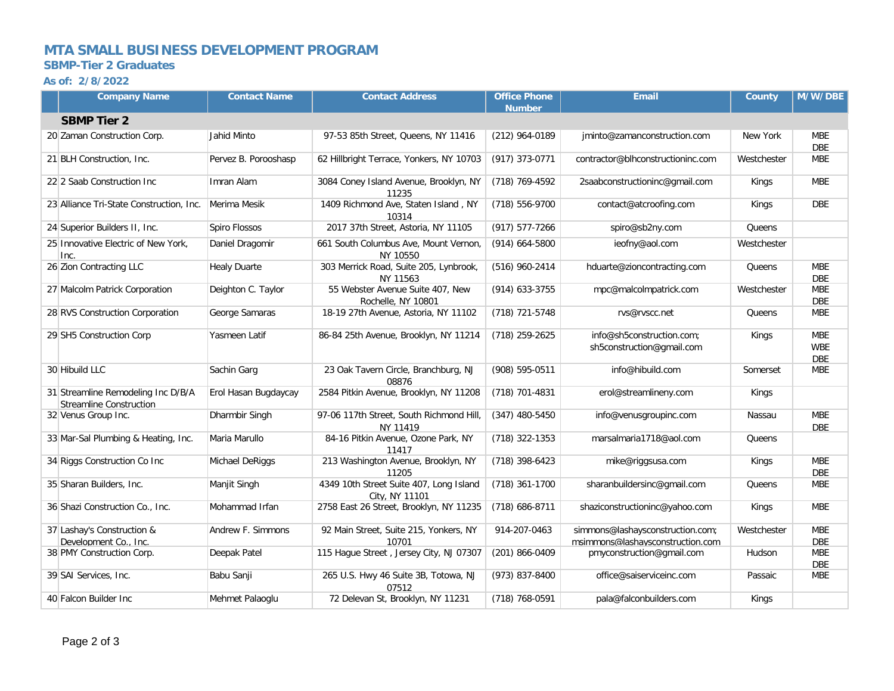# MTA SMALL BUSINESS DEVELOPMENT PROGRAM

## SBMP-Tier 2 Graduates

### As of: 2/8/2022

| | Company Name | Contact Name | Contact Address | Office Phone Number | Email | County | M/W/DBE |
|---|---|---|---|---|---|---|---|
| | **SBMP Tier 2** | | | | | | |
| 20 | Zaman Construction Corp. | Jahid Minto | 97-53 85th Street, Queens, NY 11416 | (212) 964-0189 | jminto@zamanconstruction.com | New York | MBE DBE |
| 21 | BLH Construction, Inc. | Pervez B. Porooshasp | 62 Hillbright Terrace, Yonkers, NY 10703 | (917) 373-0771 | contractor@blhconstructioninc.com | Westchester | MBE |
| 22 | 2 Saab Construction Inc | Imran Alam | 3084 Coney Island Avenue, Brooklyn, NY 11235 | (718) 769-4592 | 2saabconstructioninc@gmail.com | Kings | MBE |
| 23 | Alliance Tri-State Construction, Inc. | Merima Mesik | 1409 Richmond Ave, Staten Island , NY 10314 | (718) 556-9700 | contact@atcroofing.com | Kings | DBE |
| 24 | Superior Builders II, Inc. | Spiro Flossos | 2017 37th Street, Astoria, NY 11105 | (917) 577-7266 | spiro@sb2ny.com | Queens | |
| 25 | Innovative Electric of New York, Inc. | Daniel Dragomir | 661 South Columbus Ave, Mount Vernon, NY 10550 | (914) 664-5800 | ieofny@aol.com | Westchester | |
| 26 | Zion Contracting LLC | Healy Duarte | 303 Merrick Road, Suite 205, Lynbrook, NY 11563 | (516) 960-2414 | hduarte@ziontracting.com | Queens | MBE DBE |
| 27 | Malcolm Patrick Corporation | Deighton C. Taylor | 55 Webster Avenue Suite 407, New Rochelle, NY 10801 | (914) 633-3755 | mpc@malcolmpatrick.com | Westchester | MBE DBE |
| 28 | RVS Construction Corporation | George Samaras | 18-19 27th Avenue, Astoria, NY 11102 | (718) 721-5748 | rvs@rvscc.net | Queens | MBE |
| 29 | SH5 Construction Corp | Yasmeen Latif | 86-84 25th Avenue, Brooklyn, NY 11214 | (718) 259-2625 | info@sh5construction.com; sh5construction@gmail.com | Kings | MBE WBE DBE |
| 30 | Hibuild LLC | Sachin Garg | 23 Oak Tavern Circle, Branchburg, NJ 08876 | (908) 595-0511 | info@hibuild.com | Somerset | MBE |
| 31 | Streamline Remodeling Inc D/B/A Streamline Construction | Erol Hasan Bugdaycay | 2584 Pitkin Avenue, Brooklyn, NY 11208 | (718) 701-4831 | erol@streamlineny.com | Kings | |
| 32 | Venus Group Inc. | Dharmbir Singh | 97-06 117th Street, South Richmond Hill, NY 11419 | (347) 480-5450 | info@venusgroupinc.com | Nassau | MBE DBE |
| 33 | Mar-Sal Plumbing & Heating, Inc. | Maria Marullo | 84-16 Pitkin Avenue, Ozone Park, NY 11417 | (718) 322-1353 | marsalmaria1718@aol.com | Queens | |
| 34 | Riggs Construction Co Inc | Michael DeRiggs | 213 Washington Avenue, Brooklyn, NY 11205 | (718) 398-6423 | mike@riggsusa.com | Kings | MBE DBE |
| 35 | Sharan Builders, Inc. | Manjit Singh | 4349 10th Street Suite 407, Long Island City, NY 11101 | (718) 361-1700 | sharanbuildersinc@gmail.com | Queens | MBE |
| 36 | Shazi Construction Co., Inc. | Mohammad Irfan | 2758 East 26 Street, Brooklyn, NY 11235 | (718) 686-8711 | shaziconstructioninc@yahoo.com | Kings | MBE |
| 37 | Lashay's Construction & Development Co., Inc. | Andrew F. Simmons | 92 Main Street, Suite 215, Yonkers, NY 10701 | 914-207-0463 | simmons@lashaysconstruction.com; msimmons@lashaysconstruction.com | Westchester | MBE DBE |
| 38 | PMY Construction Corp. | Deepak Patel | 115 Hague Street , Jersey City, NJ 07307 | (201) 866-0409 | pmyconstruction@gmail.com | Hudson | MBE DBE |
| 39 | SAI Services, Inc. | Babu Sanji | 265 U.S. Hwy 46 Suite 3B, Totowa, NJ 07512 | (973) 837-8400 | office@saiserviceinc.com | Passaic | MBE |
| 40 | Falcon Builder Inc | Mehmet Palaoglu | 72 Delevan St, Brooklyn, NY 11231 | (718) 768-0591 | pala@falconbuilders.com | Kings | |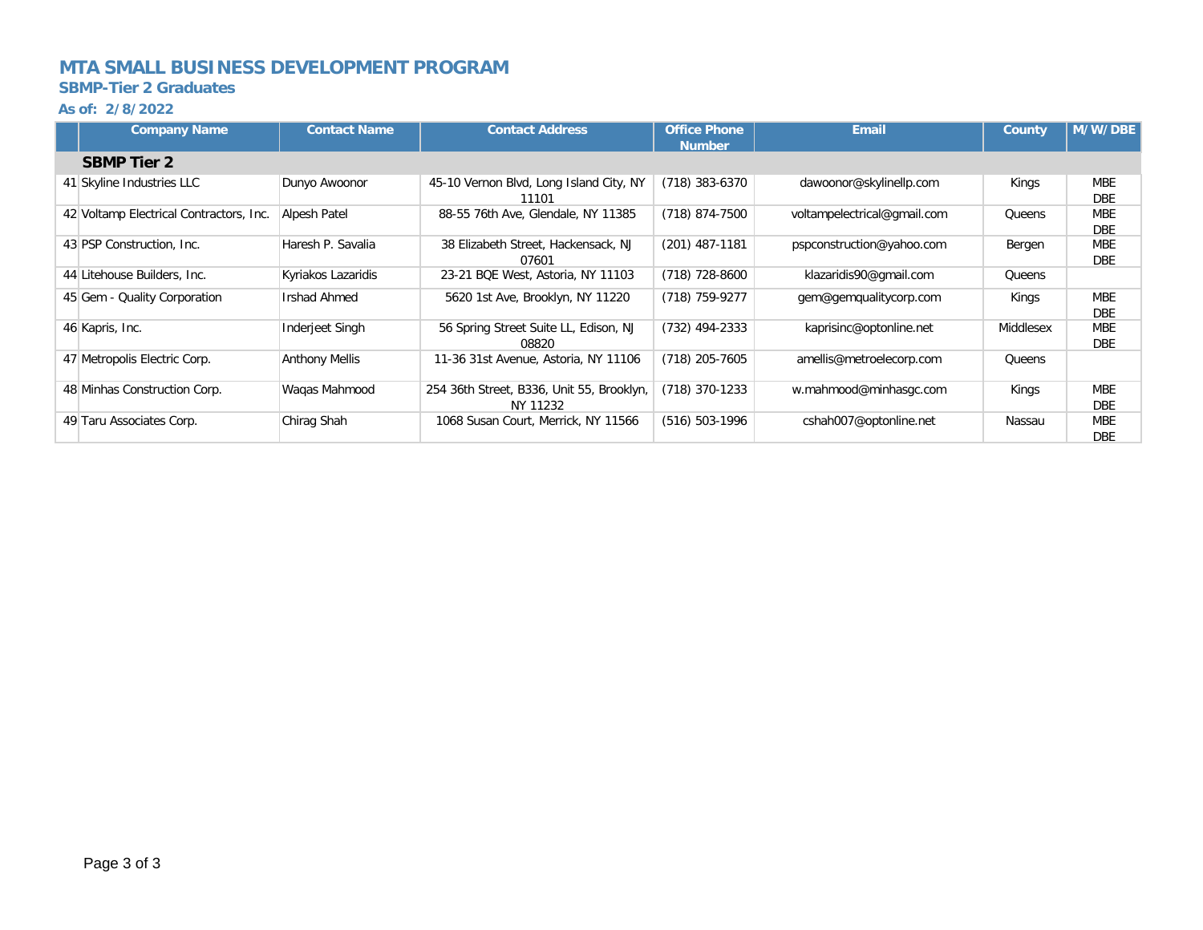# MTA SMALL BUSINESS DEVELOPMENT PROGRAM

## SBMP-Tier 2 Graduates

### As of: 2/8/2022

| | Company Name | Contact Name | Contact Address | Office Phone Number | Email | County | M/W/DBE |
|---|---|---|---|---|---|---|---|
| | **SBMP Tier 2** | | | | | | |
| 41 | Skyline Industries LLC | Dunyo Awoonor | 45-10 Vernon Blvd, Long Island City, NY 11101 | (718) 383-6370 | dawoonor@skylinellp.com | Kings | MBE DBE |
| 42 | Voltamp Electrical Contractors, Inc. | Alpesh Patel | 88-55 76th Ave, Glendale, NY 11385 | (718) 874-7500 | voltampelectrical@gmail.com | Queens | MBE DBE |
| 43 | PSP Construction, Inc. | Haresh P. Savalia | 38 Elizabeth Street, Hackensack, NJ 07601 | (201) 487-1181 | pspconstruction@yahoo.com | Bergen | MBE DBE |
| 44 | Litehouse Builders, Inc. | Kyriakos Lazaridis | 23-21 BQE West, Astoria, NY 11103 | (718) 728-8600 | klazaridis90@gmail.com | Queens | |
| 45 | Gem - Quality Corporation | Irshad Ahmed | 5620 1st Ave, Brooklyn, NY 11220 | (718) 759-9277 | gem@gemqualitycorp.com | Kings | MBE DBE |
| 46 | Kapris, Inc. | Inderjeet Singh | 56 Spring Street Suite LL, Edison, NJ 08820 | (732) 494-2333 | kaprisinc@optonline.net | Middlesex | MBE DBE |
| 47 | Metropolis Electric Corp. | Anthony Mellis | 11-36 31st Avenue, Astoria, NY 11106 | (718) 205-7605 | amellis@metroelecorp.com | Queens | |
| 48 | Minhas Construction Corp. | Waqas Mahmood | 254 36th Street, B336, Unit 55, Brooklyn, NY 11232 | (718) 370-1233 | w.mahmood@minhasgc.com | Kings | MBE DBE |
| 49 | Taru Associates Corp. | Chirag Shah | 1068 Susan Court, Merrick, NY 11566 | (516) 503-1996 | cshah007@optonline.net | Nassau | MBE DBE |